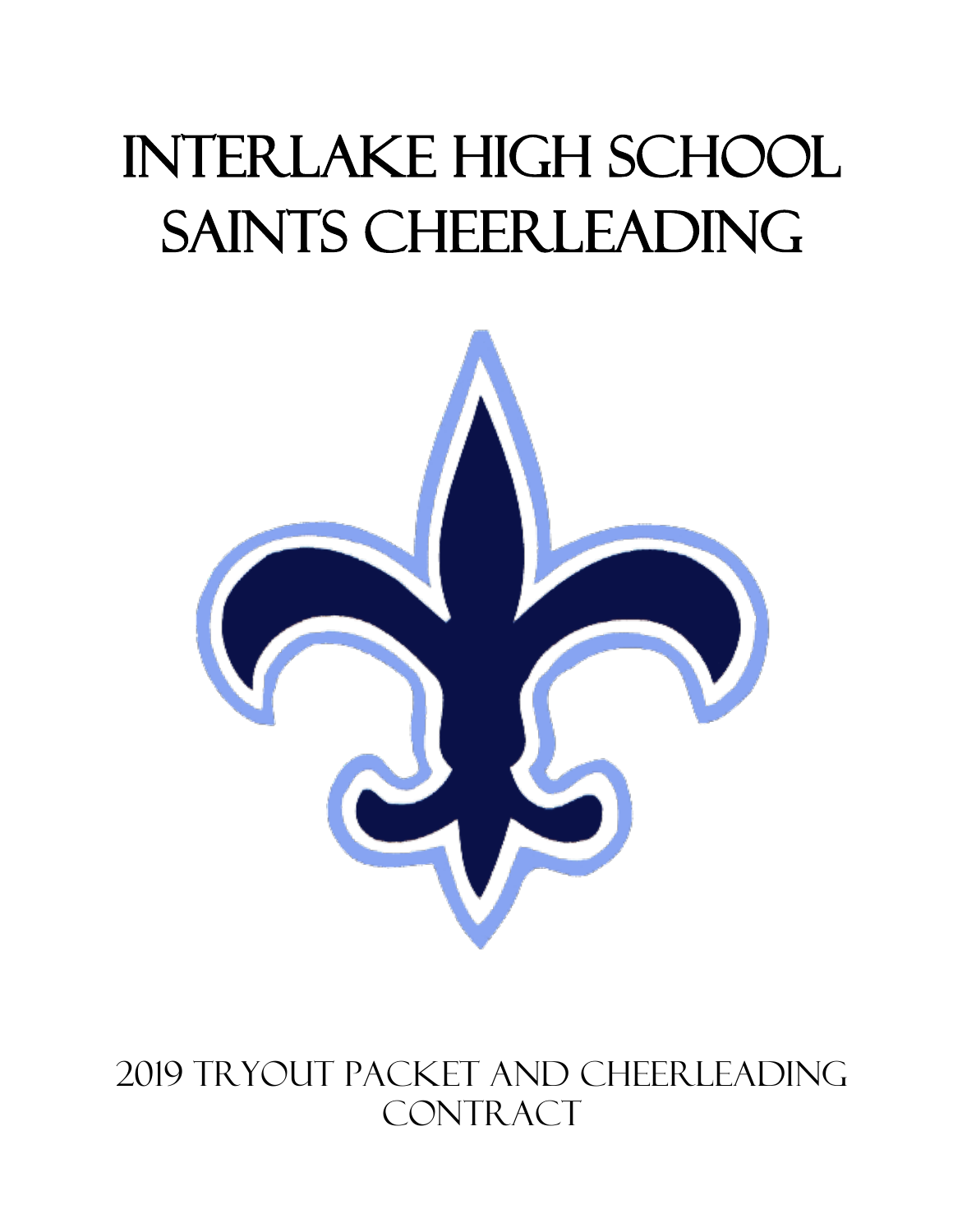# Interlake High School Saints Cheerleading

2019 Tryout Packet and Cheerleading Contract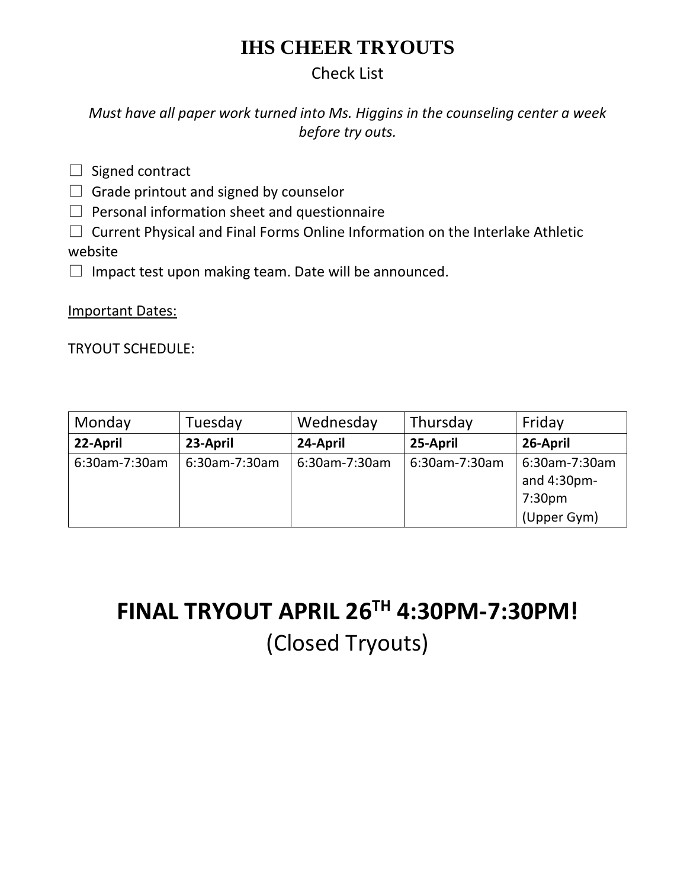# IHS CHEER TRYOUTS

Check List

*Must have all paper work turned into Ms. Higgins in the counseling center a week before try outs.*

- ☐ Signed contract
- ☐ Grade printout and signed by counselor
- ☐ Personal information sheet and questionnaire
- ☐ Current Physical and Final Forms Online Information on the Interlake Athletic website
- ☐ Impact test upon making team. Date will be announced.

<u>Important Dates:</u>

TRYOUT SCHEDULE:

| Monday | Tuesday | Wednesday | Thursday | Friday |
|---|---|---|---|---|
| **22-April** | **23-April** | **24-April** | **25-April** | **26-April** |
| 6:30am-7:30am | 6:30am-7:30am | 6:30am-7:30am | 6:30am-7:30am | 6:30am-7:30am and 4:30pm-7:30pm (Upper Gym) |

# FINAL TRYOUT APRIL 26TH 4:30PM-7:30PM!

## (Closed Tryouts)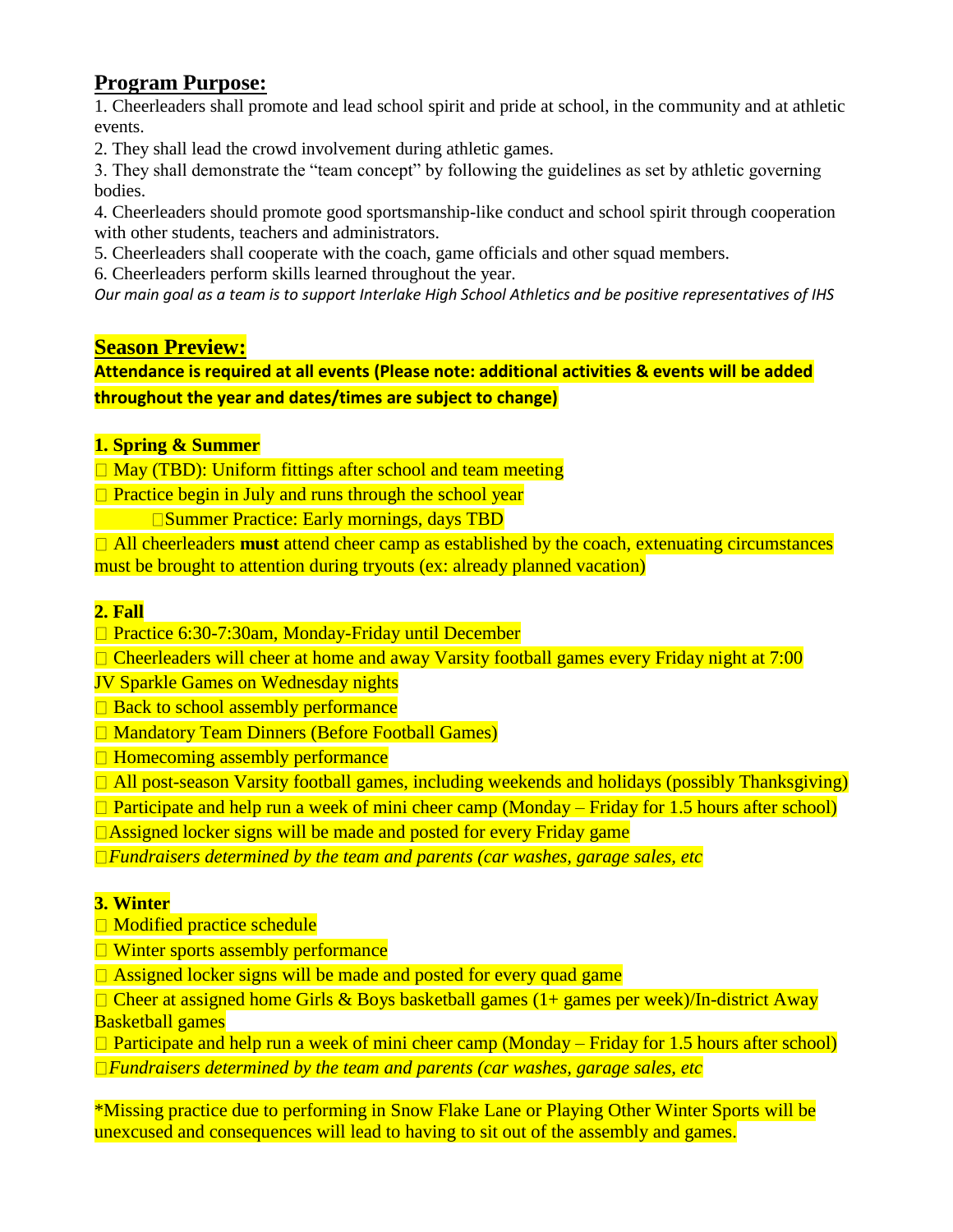## Program Purpose:

1. Cheerleaders shall promote and lead school spirit and pride at school, in the community and at athletic events.
2. They shall lead the crowd involvement during athletic games.
3. They shall demonstrate the "team concept" by following the guidelines as set by athletic governing bodies.
4. Cheerleaders should promote good sportsmanship-like conduct and school spirit through cooperation with other students, teachers and administrators.
5. Cheerleaders shall cooperate with the coach, game officials and other squad members.
6. Cheerleaders perform skills learned throughout the year.

*Our main goal as a team is to support Interlake High School Athletics and be positive representatives of IHS*

## Season Preview:

**Attendance is required at all events (Please note: additional activities & events will be added throughout the year and dates/times are subject to change)**

**1. Spring & Summer**

- May (TBD): Uniform fittings after school and team meeting
- Practice begin in July and runs through the school year
  - Summer Practice: Early mornings, days TBD
- All cheerleaders **must** attend cheer camp as established by the coach, extenuating circumstances must be brought to attention during tryouts (ex: already planned vacation)

**2. Fall**

- Practice 6:30-7:30am, Monday-Friday until December
- Cheerleaders will cheer at home and away Varsity football games every Friday night at 7:00
JV Sparkle Games on Wednesday nights
- Back to school assembly performance
- Mandatory Team Dinners (Before Football Games)
- Homecoming assembly performance
- All post-season Varsity football games, including weekends and holidays (possibly Thanksgiving)
- Participate and help run a week of mini cheer camp (Monday – Friday for 1.5 hours after school)
- Assigned locker signs will be made and posted for every Friday game
- *Fundraisers determined by the team and parents (car washes, garage sales, etc*

**3. Winter**

- Modified practice schedule
- Winter sports assembly performance
- Assigned locker signs will be made and posted for every quad game
- Cheer at assigned home Girls & Boys basketball games (1+ games per week)/In-district Away Basketball games
- Participate and help run a week of mini cheer camp (Monday – Friday for 1.5 hours after school)
- *Fundraisers determined by the team and parents (car washes, garage sales, etc*

*Missing practice due to performing in Snow Flake Lane or Playing Other Winter Sports will be unexcused and consequences will lead to having to sit out of the assembly and games.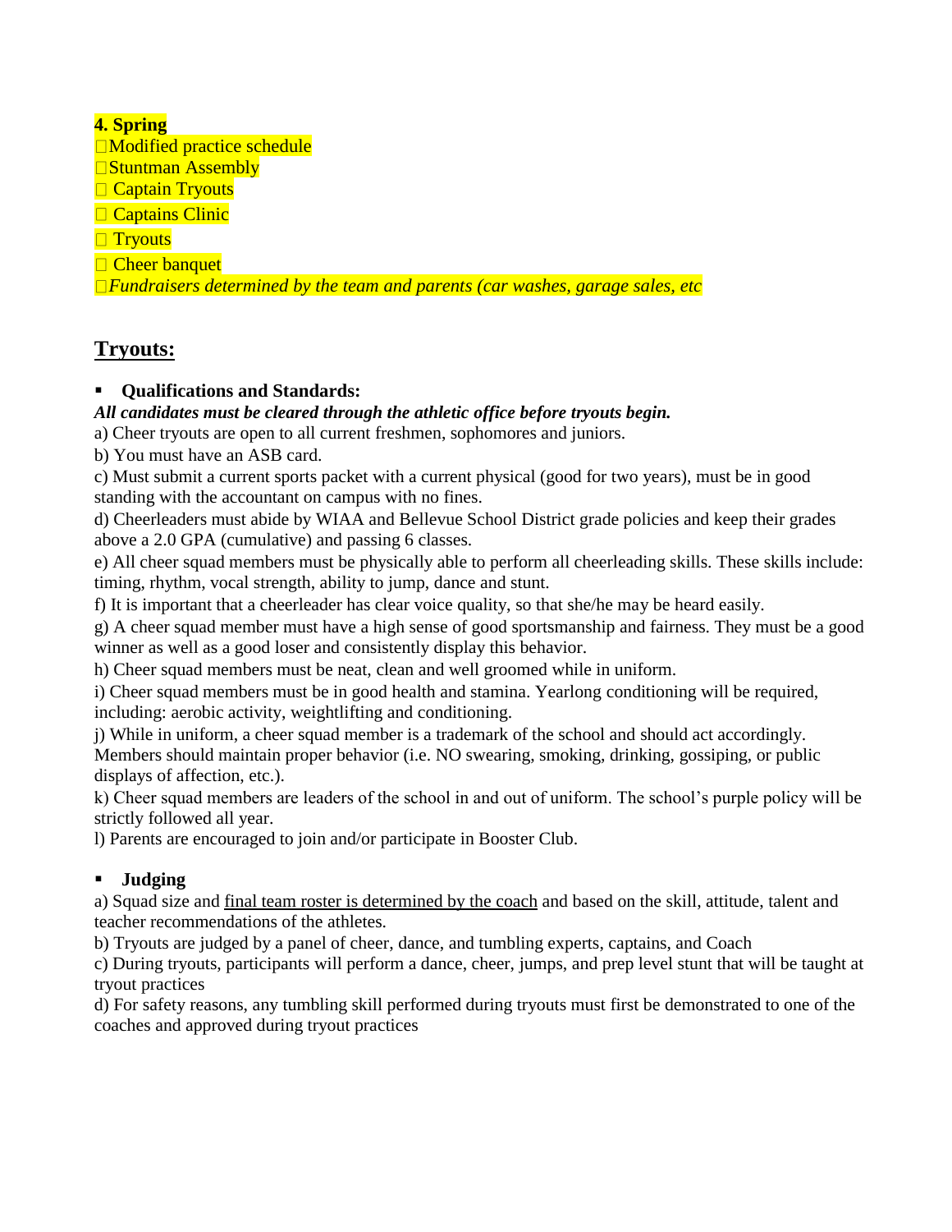**4. Spring**

- Modified practice schedule
- Stuntman Assembly
- Captain Tryouts
- Captains Clinic
- Tryouts
- Cheer banquet
- *Fundraisers determined by the team and parents (car washes, garage sales, etc*

## Tryouts:

- **Qualifications and Standards:**

***All candidates must be cleared through the athletic office before tryouts begin.***

a) Cheer tryouts are open to all current freshmen, sophomores and juniors.

b) You must have an ASB card.

c) Must submit a current sports packet with a current physical (good for two years), must be in good standing with the accountant on campus with no fines.

d) Cheerleaders must abide by WIAA and Bellevue School District grade policies and keep their grades above a 2.0 GPA (cumulative) and passing 6 classes.

e) All cheer squad members must be physically able to perform all cheerleading skills. These skills include: timing, rhythm, vocal strength, ability to jump, dance and stunt.

f) It is important that a cheerleader has clear voice quality, so that she/he may be heard easily.

g) A cheer squad member must have a high sense of good sportsmanship and fairness. They must be a good winner as well as a good loser and consistently display this behavior.

h) Cheer squad members must be neat, clean and well groomed while in uniform.

i) Cheer squad members must be in good health and stamina. Yearlong conditioning will be required, including: aerobic activity, weightlifting and conditioning.

j) While in uniform, a cheer squad member is a trademark of the school and should act accordingly. Members should maintain proper behavior (i.e. NO swearing, smoking, drinking, gossiping, or public displays of affection, etc.).

k) Cheer squad members are leaders of the school in and out of uniform. The school's purple policy will be strictly followed all year.

l) Parents are encouraged to join and/or participate in Booster Club.

- **Judging**

a) Squad size and <u>final team roster is determined by the coach</u> and based on the skill, attitude, talent and teacher recommendations of the athletes.

b) Tryouts are judged by a panel of cheer, dance, and tumbling experts, captains, and Coach

c) During tryouts, participants will perform a dance, cheer, jumps, and prep level stunt that will be taught at tryout practices

d) For safety reasons, any tumbling skill performed during tryouts must first be demonstrated to one of the coaches and approved during tryout practices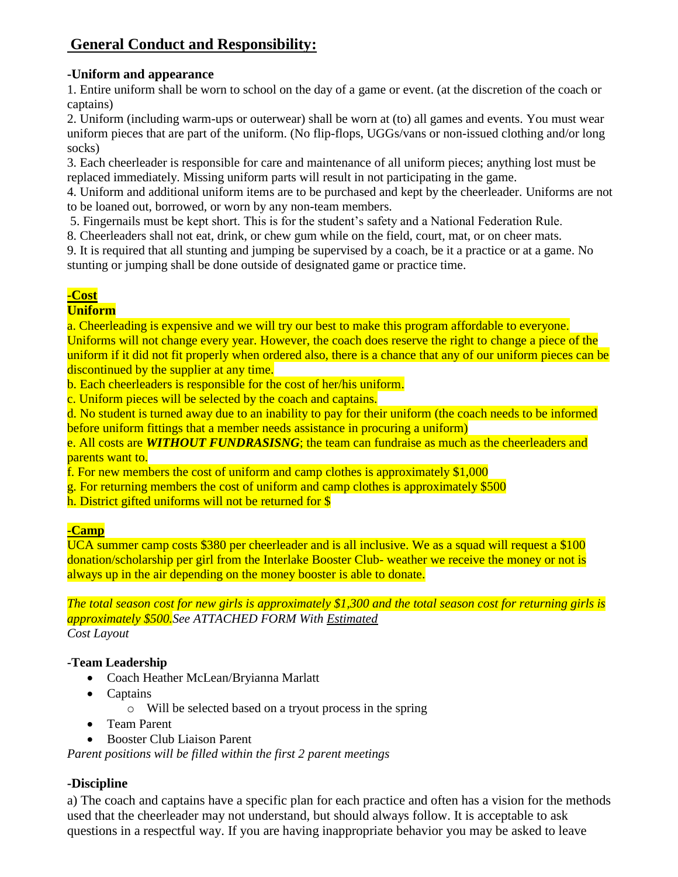## General Conduct and Responsibility:

### -Uniform and appearance

1. Entire uniform shall be worn to school on the day of a game or event. (at the discretion of the coach or captains)
2. Uniform (including warm-ups or outerwear) shall be worn at (to) all games and events. You must wear uniform pieces that are part of the uniform. (No flip-flops, UGGs/vans or non-issued clothing and/or long socks)
3. Each cheerleader is responsible for care and maintenance of all uniform pieces; anything lost must be replaced immediately. Missing uniform parts will result in not participating in the game.
4. Uniform and additional uniform items are to be purchased and kept by the cheerleader. Uniforms are not to be loaned out, borrowed, or worn by any non-team members.
5. Fingernails must be kept short. This is for the student's safety and a National Federation Rule.
8. Cheerleaders shall not eat, drink, or chew gum while on the field, court, mat, or on cheer mats.
9. It is required that all stunting and jumping be supervised by a coach, be it a practice or at a game. No stunting or jumping shall be done outside of designated game or practice time.

### -Cost

**Uniform**

a. Cheerleading is expensive and we will try our best to make this program affordable to everyone. Uniforms will not change every year. However, the coach does reserve the right to change a piece of the uniform if it did not fit properly when ordered also, there is a chance that any of our uniform pieces can be discontinued by the supplier at any time.
b. Each cheerleaders is responsible for the cost of her/his uniform.
c. Uniform pieces will be selected by the coach and captains.
d. No student is turned away due to an inability to pay for their uniform (the coach needs to be informed before uniform fittings that a member needs assistance in procuring a uniform)
e. All costs are ***WITHOUT FUNDRASISNG***; the team can fundraise as much as the cheerleaders and parents want to.
f. For new members the cost of uniform and camp clothes is approximately $1,000
g. For returning members the cost of uniform and camp clothes is approximately $500
h. District gifted uniforms will not be returned for $

### -Camp

UCA summer camp costs $380 per cheerleader and is all inclusive. We as a squad will request a $100 donation/scholarship per girl from the Interlake Booster Club- weather we receive the money or not is always up in the air depending on the money booster is able to donate.

*The total season cost for new girls is approximately $1,300 and the total season cost for returning girls is approximately $500.See ATTACHED FORM With* <u>*Estimated*</u> *Cost Layout*

### -Team Leadership

- Coach Heather McLean/Bryianna Marlatt
- Captains
  - Will be selected based on a tryout process in the spring
- Team Parent
- Booster Club Liaison Parent

*Parent positions will be filled within the first 2 parent meetings*

### -Discipline

a) The coach and captains have a specific plan for each practice and often has a vision for the methods used that the cheerleader may not understand, but should always follow. It is acceptable to ask questions in a respectful way. If you are having inappropriate behavior you may be asked to leave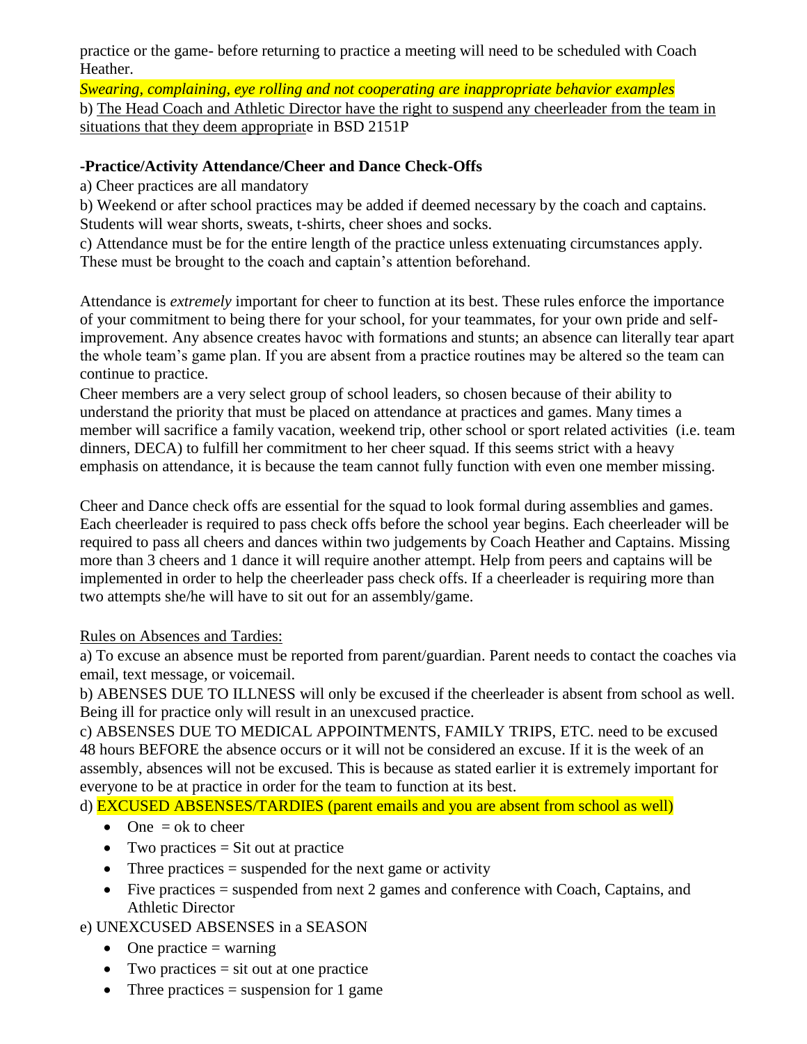practice or the game- before returning to practice a meeting will need to be scheduled with Coach Heather.

*Swearing, complaining, eye rolling and not cooperating are inappropriate behavior examples*

b) The Head Coach and Athletic Director have the right to suspend any cheerleader from the team in situations that they deem appropriate in BSD 2151P

**-Practice/Activity Attendance/Cheer and Dance Check-Offs**

a) Cheer practices are all mandatory

b) Weekend or after school practices may be added if deemed necessary by the coach and captains. Students will wear shorts, sweats, t-shirts, cheer shoes and socks.

c) Attendance must be for the entire length of the practice unless extenuating circumstances apply. These must be brought to the coach and captain's attention beforehand.

Attendance is *extremely* important for cheer to function at its best. These rules enforce the importance of your commitment to being there for your school, for your teammates, for your own pride and self-improvement. Any absence creates havoc with formations and stunts; an absence can literally tear apart the whole team's game plan. If you are absent from a practice routines may be altered so the team can continue to practice.

Cheer members are a very select group of school leaders, so chosen because of their ability to understand the priority that must be placed on attendance at practices and games. Many times a member will sacrifice a family vacation, weekend trip, other school or sport related activities (i.e. team dinners, DECA) to fulfill her commitment to her cheer squad. If this seems strict with a heavy emphasis on attendance, it is because the team cannot fully function with even one member missing.

Cheer and Dance check offs are essential for the squad to look formal during assemblies and games. Each cheerleader is required to pass check offs before the school year begins. Each cheerleader will be required to pass all cheers and dances within two judgements by Coach Heather and Captains. Missing more than 3 cheers and 1 dance it will require another attempt. Help from peers and captains will be implemented in order to help the cheerleader pass check offs. If a cheerleader is requiring more than two attempts she/he will have to sit out for an assembly/game.

Rules on Absences and Tardies:

a) To excuse an absence must be reported from parent/guardian. Parent needs to contact the coaches via email, text message, or voicemail.

b) ABENSES DUE TO ILLNESS will only be excused if the cheerleader is absent from school as well. Being ill for practice only will result in an unexcused practice.

c) ABSENSES DUE TO MEDICAL APPOINTMENTS, FAMILY TRIPS, ETC. need to be excused 48 hours BEFORE the absence occurs or it will not be considered an excuse. If it is the week of an assembly, absences will not be excused. This is because as stated earlier it is extremely important for everyone to be at practice in order for the team to function at its best.

d) EXCUSED ABSENSES/TARDIES (parent emails and you are absent from school as well)

- One = ok to cheer
- Two practices = Sit out at practice
- Three practices = suspended for the next game or activity
- Five practices = suspended from next 2 games and conference with Coach, Captains, and Athletic Director

e) UNEXCUSED ABSENSES in a SEASON

- One practice = warning
- Two practices = sit out at one practice
- Three practices = suspension for 1 game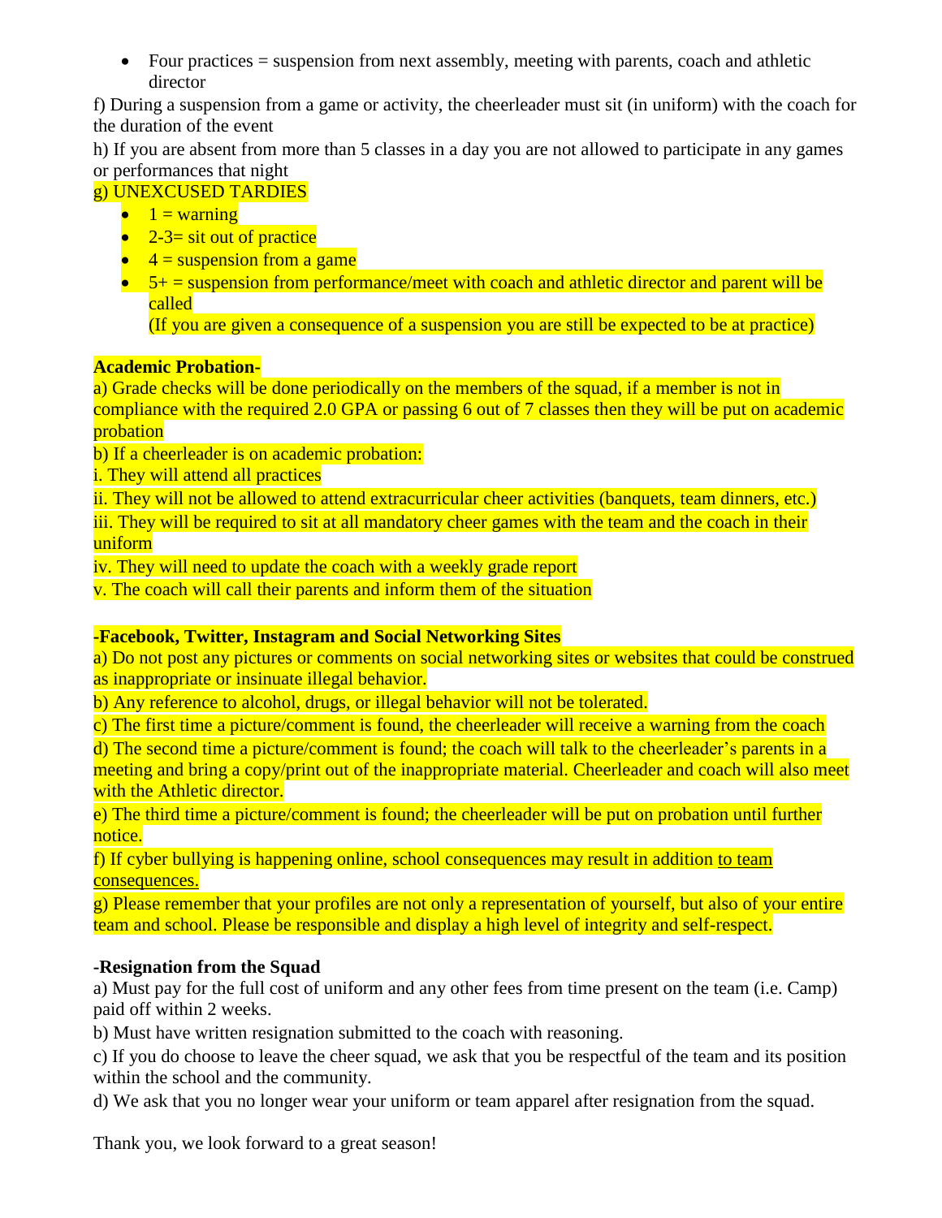- Four practices = suspension from next assembly, meeting with parents, coach and athletic director

f) During a suspension from a game or activity, the cheerleader must sit (in uniform) with the coach for the duration of the event

h) If you are absent from more than 5 classes in a day you are not allowed to participate in any games or performances that night

g) UNEXCUSED TARDIES

- 1 = warning
- 2-3= sit out of practice
- 4 = suspension from a game
- 5+ = suspension from performance/meet with coach and athletic director and parent will be called

  (If you are given a consequence of a suspension you are still be expected to be at practice)

**Academic Probation-**

a) Grade checks will be done periodically on the members of the squad, if a member is not in compliance with the required 2.0 GPA or passing 6 out of 7 classes then they will be put on academic probation

b) If a cheerleader is on academic probation:

i. They will attend all practices

ii. They will not be allowed to attend extracurricular cheer activities (banquets, team dinners, etc.)

iii. They will be required to sit at all mandatory cheer games with the team and the coach in their uniform

iv. They will need to update the coach with a weekly grade report

v. The coach will call their parents and inform them of the situation

**-Facebook, Twitter, Instagram and Social Networking Sites**

a) Do not post any pictures or comments on social networking sites or websites that could be construed as inappropriate or insinuate illegal behavior.

b) Any reference to alcohol, drugs, or illegal behavior will not be tolerated.

c) The first time a picture/comment is found, the cheerleader will receive a warning from the coach

d) The second time a picture/comment is found; the coach will talk to the cheerleader's parents in a meeting and bring a copy/print out of the inappropriate material. Cheerleader and coach will also meet with the Athletic director.

e) The third time a picture/comment is found; the cheerleader will be put on probation until further notice.

f) If cyber bullying is happening online, school consequences may result in addition to team consequences.

g) Please remember that your profiles are not only a representation of yourself, but also of your entire team and school. Please be responsible and display a high level of integrity and self-respect.

**-Resignation from the Squad**

a) Must pay for the full cost of uniform and any other fees from time present on the team (i.e. Camp) paid off within 2 weeks.

b) Must have written resignation submitted to the coach with reasoning.

c) If you do choose to leave the cheer squad, we ask that you be respectful of the team and its position within the school and the community.

d) We ask that you no longer wear your uniform or team apparel after resignation from the squad.

Thank you, we look forward to a great season!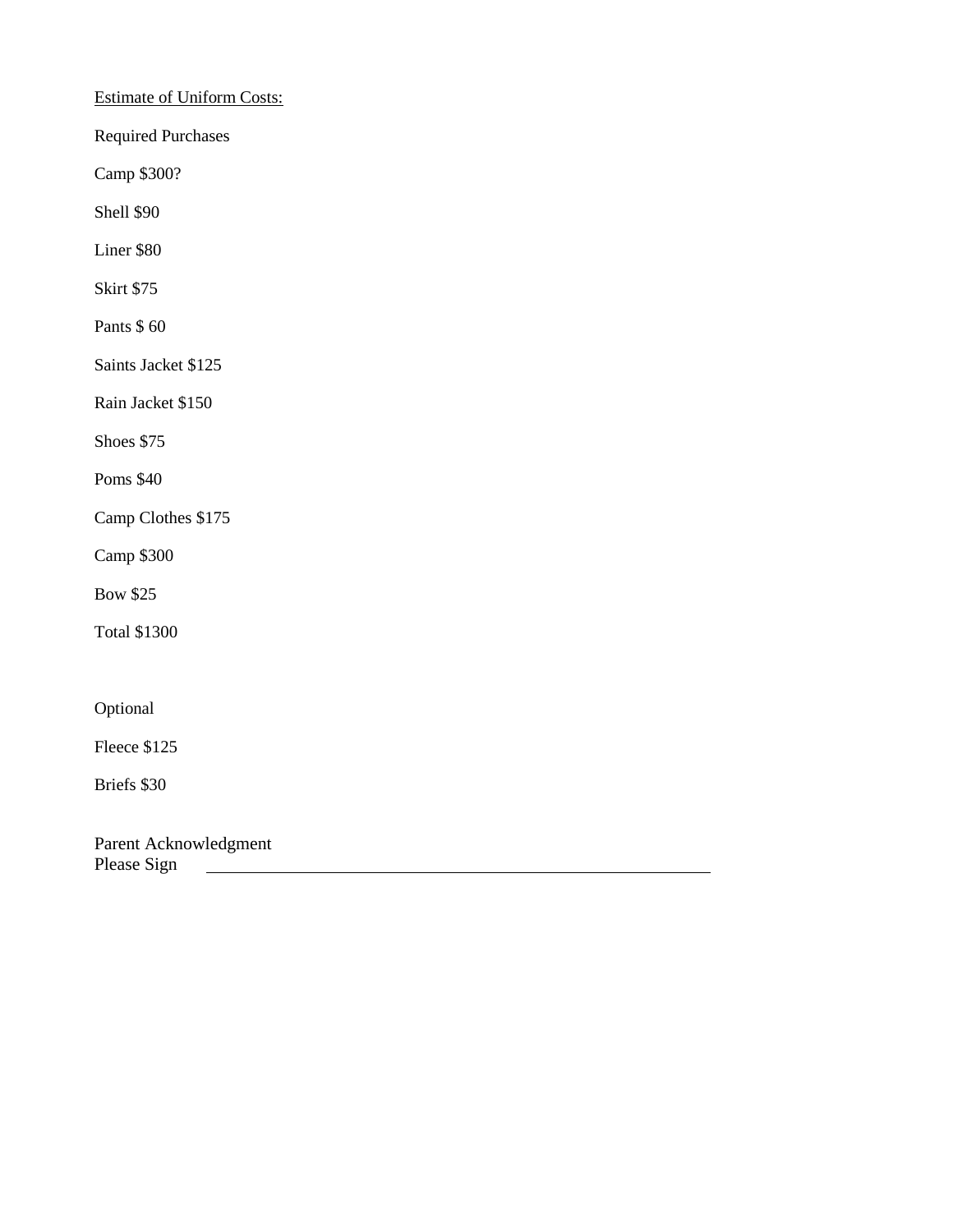<u>Estimate of Uniform Costs:</u>

Required Purchases

Camp $300?

Shell $90

Liner $80

Skirt $75

Pants $ 60

Saints Jacket $125

Rain Jacket $150

Shoes $75

Poms $40

Camp Clothes $175

Camp $300

Bow $25

Total $1300

Optional

Fleece $125

Briefs $30

Parent Acknowledgment
Please Sign \_\_\_\_\_\_\_\_\_\_\_\_\_\_\_\_\_\_\_\_\_\_\_\_\_\_\_\_\_\_\_\_\_\_\_\_\_\_\_\_\_\_\_\_\_\_\_\_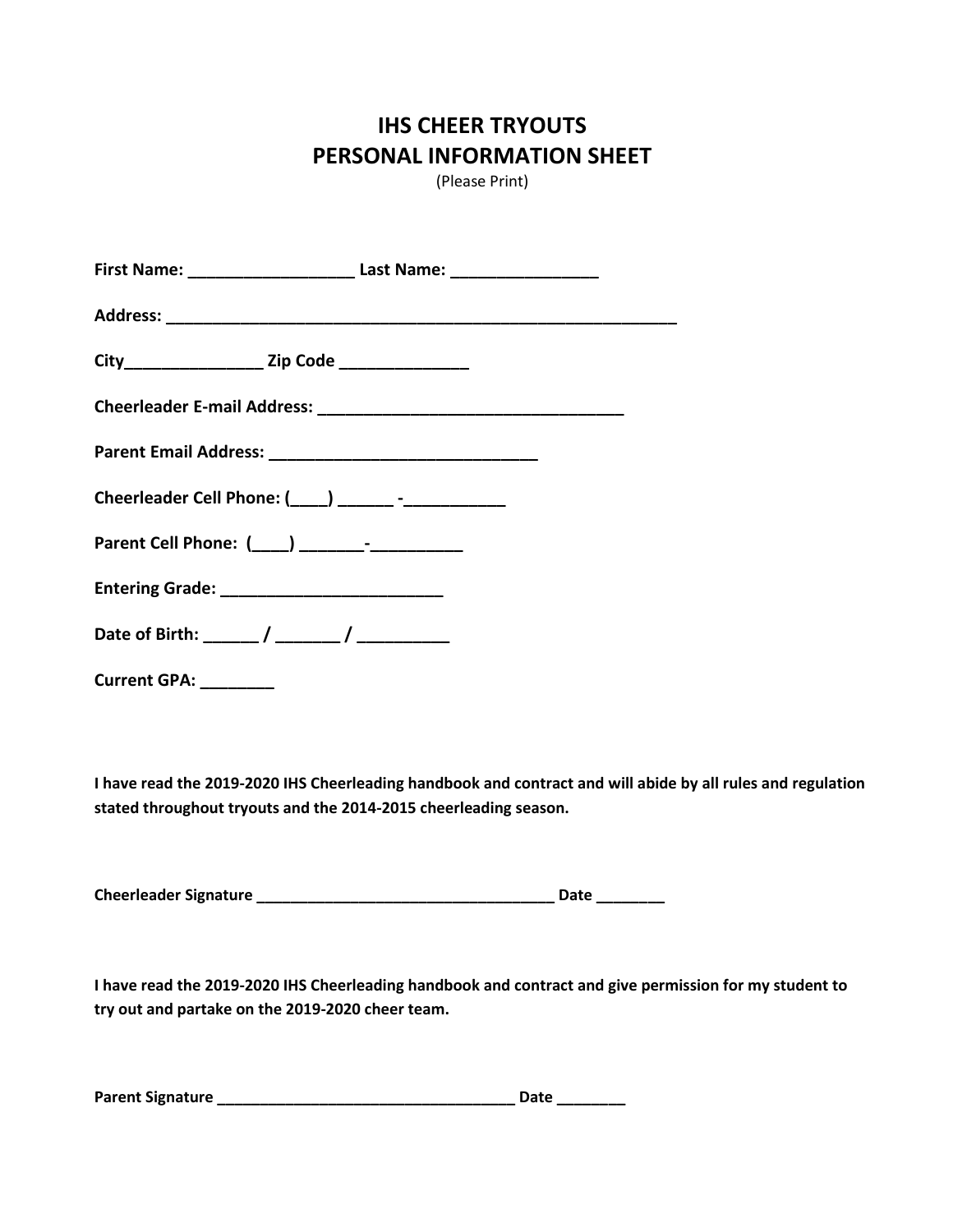# IHS CHEER TRYOUTS
# PERSONAL INFORMATION SHEET

(Please Print)

**First Name: __________________ Last Name: ________________**

**Address: _________________________________________________________**

**City_______________ Zip Code ______________**

**Cheerleader E-mail Address: __________________________________**

**Parent Email Address: _____________________________**

**Cheerleader Cell Phone: (____) ______ -___________**

**Parent Cell Phone: (____) _______-__________**

**Entering Grade: ________________________**

**Date of Birth: ______ / _______ / __________**

**Current GPA: ________**

**I have read the 2019-2020 IHS Cheerleading handbook and contract and will abide by all rules and regulation stated throughout tryouts and the 2014-2015 cheerleading season.**

**Cheerleader Signature ___________________________________ Date ________**

**I have read the 2019-2020 IHS Cheerleading handbook and contract and give permission for my student to try out and partake on the 2019-2020 cheer team.**

**Parent Signature ___________________________________ Date ________**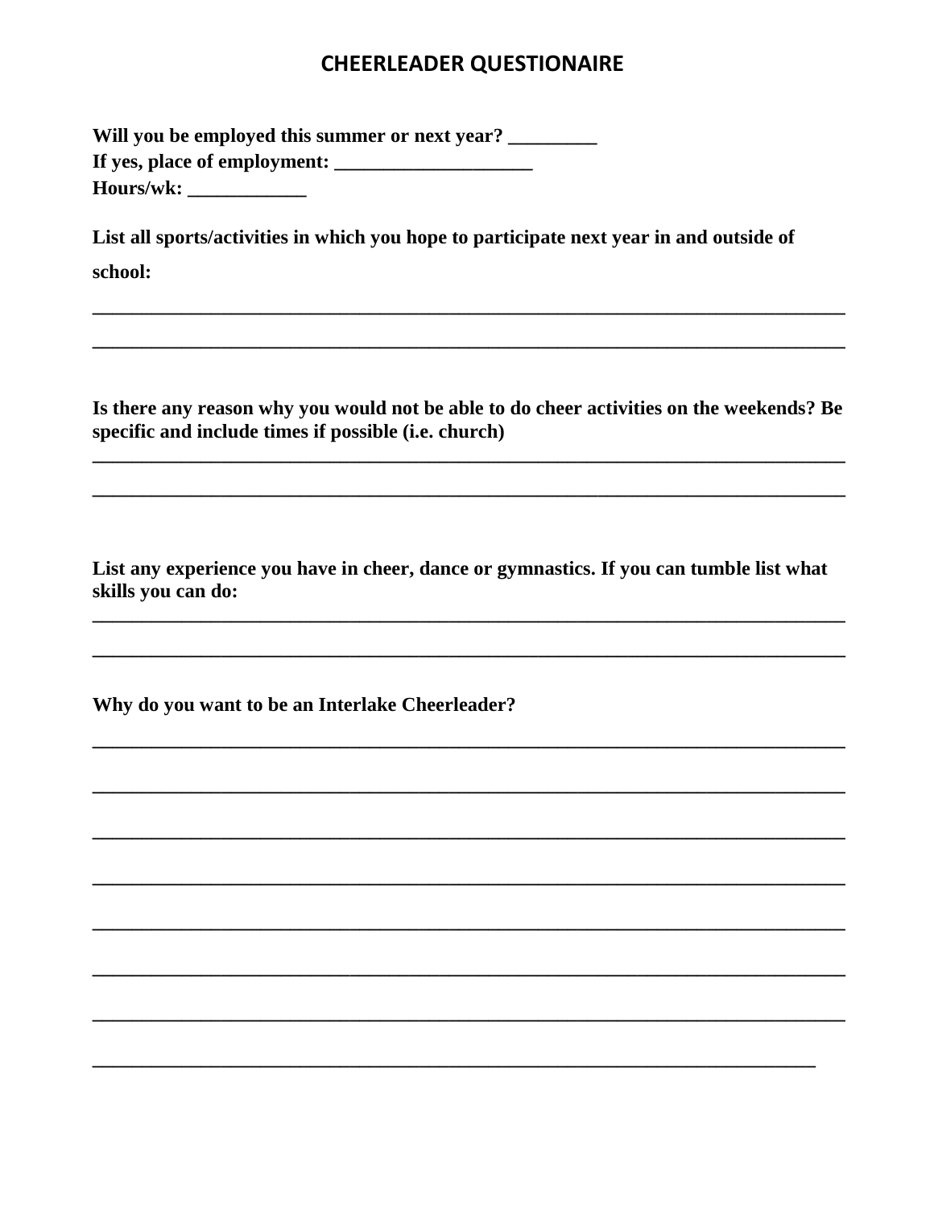# CHEERLEADER QUESTIONAIRE

**Will you be employed this summer or next year? _________**
**If yes, place of employment: ____________________**
**Hours/wk: ____________**

**List all sports/activities in which you hope to participate next year in and outside of school:**

___________________________________________________________________________

___________________________________________________________________________

**Is there any reason why you would not be able to do cheer activities on the weekends? Be specific and include times if possible (i.e. church)**

___________________________________________________________________________

___________________________________________________________________________

**List any experience you have in cheer, dance or gymnastics. If you can tumble list what skills you can do:**

___________________________________________________________________________

___________________________________________________________________________

**Why do you want to be an Interlake Cheerleader?**

___________________________________________________________________________

___________________________________________________________________________

___________________________________________________________________________

___________________________________________________________________________

___________________________________________________________________________

___________________________________________________________________________

___________________________________________________________________________

_________________________________________________________________________